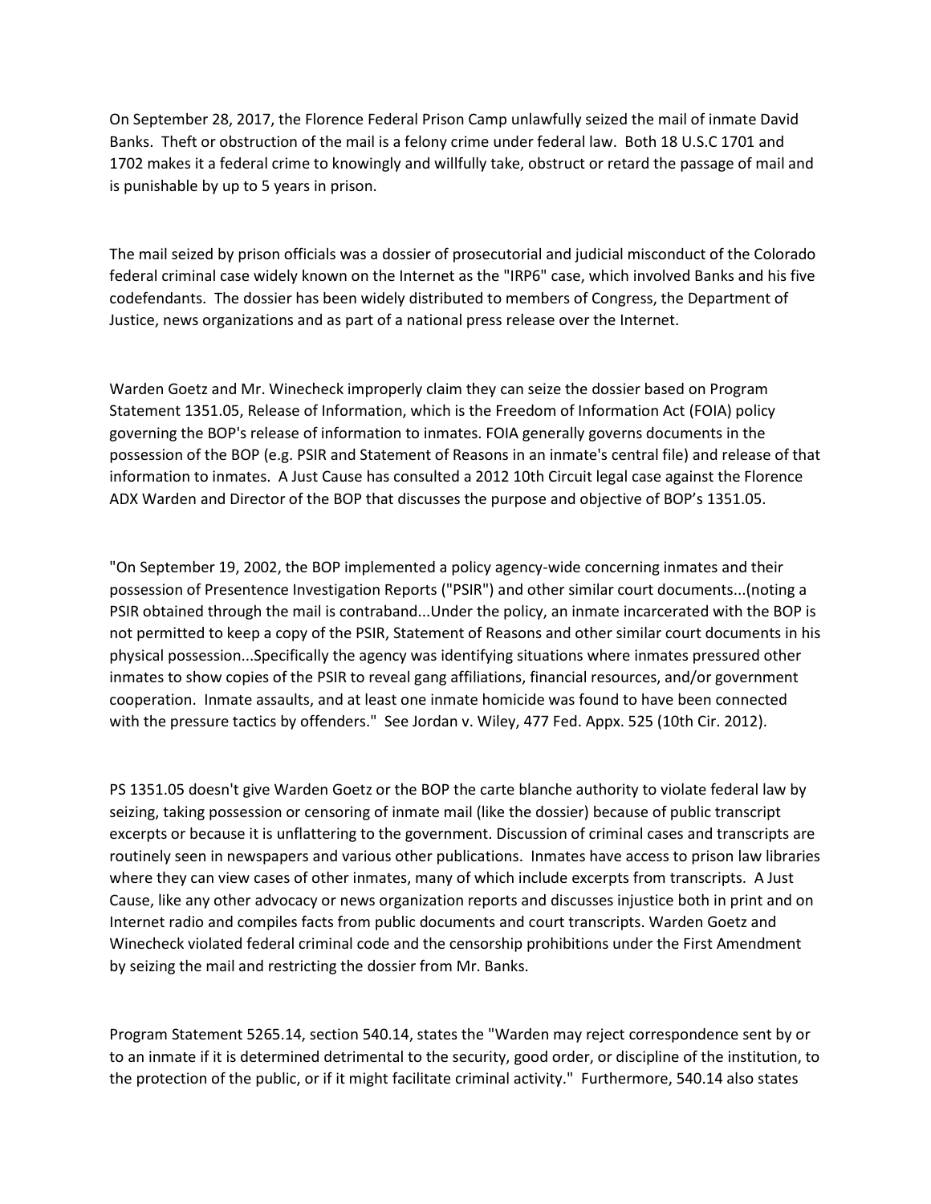On September 28, 2017, the Florence Federal Prison Camp unlawfully seized the mail of inmate David Banks. Theft or obstruction of the mail is a felony crime under federal law. Both 18 U.S.C 1701 and 1702 makes it a federal crime to knowingly and willfully take, obstruct or retard the passage of mail and is punishable by up to 5 years in prison.

The mail seized by prison officials was a dossier of prosecutorial and judicial misconduct of the Colorado federal criminal case widely known on the Internet as the "IRP6" case, which involved Banks and his five codefendants. The dossier has been widely distributed to members of Congress, the Department of Justice, news organizations and as part of a national press release over the Internet.

Warden Goetz and Mr. Winecheck improperly claim they can seize the dossier based on Program Statement 1351.05, Release of Information, which is the Freedom of Information Act (FOIA) policy governing the BOP's release of information to inmates. FOIA generally governs documents in the possession of the BOP (e.g. PSIR and Statement of Reasons in an inmate's central file) and release of that information to inmates. A Just Cause has consulted a 2012 10th Circuit legal case against the Florence ADX Warden and Director of the BOP that discusses the purpose and objective of BOP's 1351.05.

"On September 19, 2002, the BOP implemented a policy agency-wide concerning inmates and their possession of Presentence Investigation Reports ("PSIR") and other similar court documents...(noting a PSIR obtained through the mail is contraband...Under the policy, an inmate incarcerated with the BOP is not permitted to keep a copy of the PSIR, Statement of Reasons and other similar court documents in his physical possession...Specifically the agency was identifying situations where inmates pressured other inmates to show copies of the PSIR to reveal gang affiliations, financial resources, and/or government cooperation. Inmate assaults, and at least one inmate homicide was found to have been connected with the pressure tactics by offenders." See Jordan v. Wiley, 477 Fed. Appx. 525 (10th Cir. 2012).

PS 1351.05 doesn't give Warden Goetz or the BOP the carte blanche authority to violate federal law by seizing, taking possession or censoring of inmate mail (like the dossier) because of public transcript excerpts or because it is unflattering to the government. Discussion of criminal cases and transcripts are routinely seen in newspapers and various other publications. Inmates have access to prison law libraries where they can view cases of other inmates, many of which include excerpts from transcripts. A Just Cause, like any other advocacy or news organization reports and discusses injustice both in print and on Internet radio and compiles facts from public documents and court transcripts. Warden Goetz and Winecheck violated federal criminal code and the censorship prohibitions under the First Amendment by seizing the mail and restricting the dossier from Mr. Banks.

Program Statement 5265.14, section 540.14, states the "Warden may reject correspondence sent by or to an inmate if it is determined detrimental to the security, good order, or discipline of the institution, to the protection of the public, or if it might facilitate criminal activity." Furthermore, 540.14 also states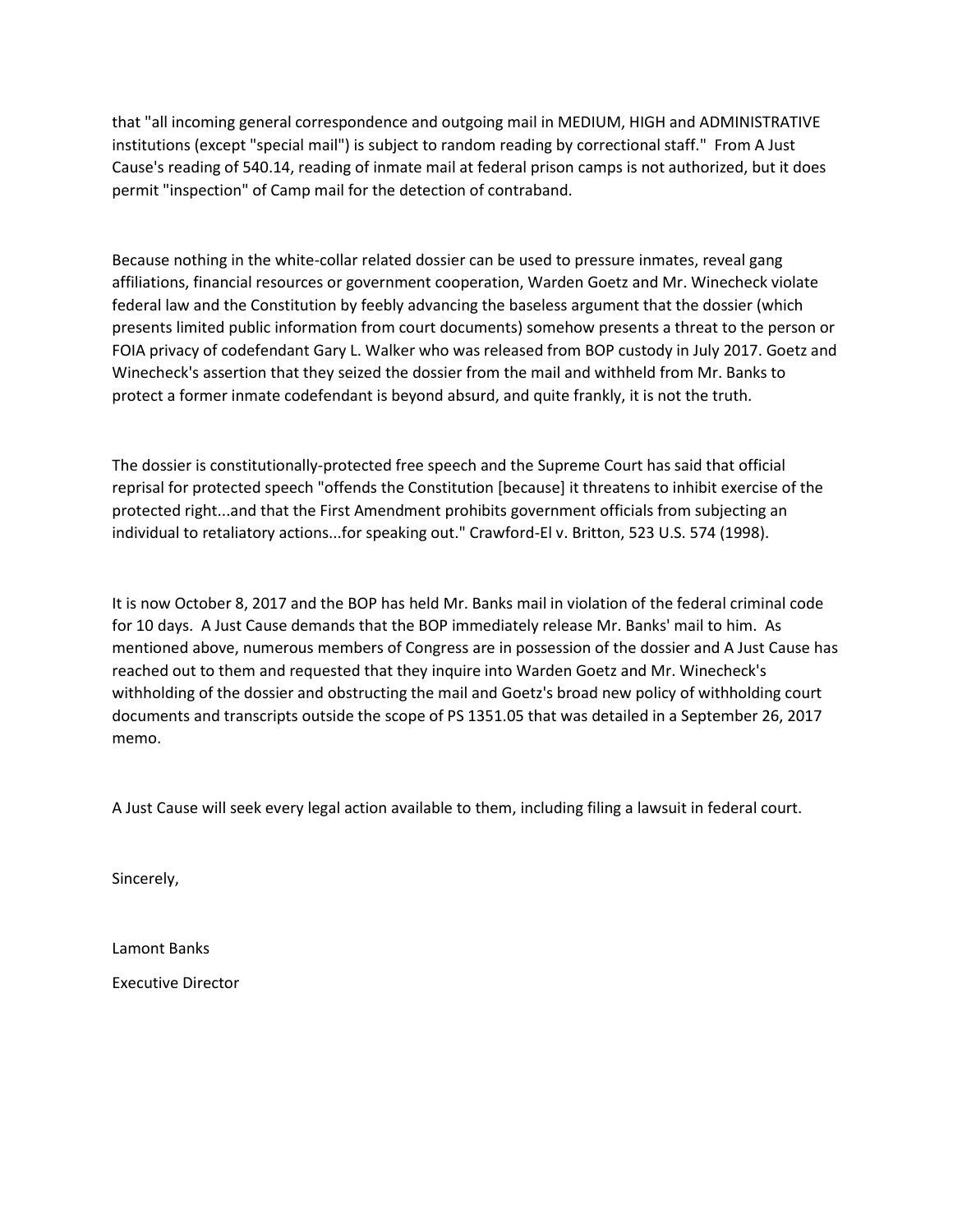that "all incoming general correspondence and outgoing mail in MEDIUM, HIGH and ADMINISTRATIVE institutions (except "special mail") is subject to random reading by correctional staff." From A Just Cause's reading of 540.14, reading of inmate mail at federal prison camps is not authorized, but it does permit "inspection" of Camp mail for the detection of contraband.

Because nothing in the white-collar related dossier can be used to pressure inmates, reveal gang affiliations, financial resources or government cooperation, Warden Goetz and Mr. Winecheck violate federal law and the Constitution by feebly advancing the baseless argument that the dossier (which presents limited public information from court documents) somehow presents a threat to the person or FOIA privacy of codefendant Gary L. Walker who was released from BOP custody in July 2017. Goetz and Winecheck's assertion that they seized the dossier from the mail and withheld from Mr. Banks to protect a former inmate codefendant is beyond absurd, and quite frankly, it is not the truth.

The dossier is constitutionally-protected free speech and the Supreme Court has said that official reprisal for protected speech "offends the Constitution [because] it threatens to inhibit exercise of the protected right...and that the First Amendment prohibits government officials from subjecting an individual to retaliatory actions...for speaking out." Crawford-El v. Britton, 523 U.S. 574 (1998).

It is now October 8, 2017 and the BOP has held Mr. Banks mail in violation of the federal criminal code for 10 days. A Just Cause demands that the BOP immediately release Mr. Banks' mail to him. As mentioned above, numerous members of Congress are in possession of the dossier and A Just Cause has reached out to them and requested that they inquire into Warden Goetz and Mr. Winecheck's withholding of the dossier and obstructing the mail and Goetz's broad new policy of withholding court documents and transcripts outside the scope of PS 1351.05 that was detailed in a September 26, 2017 memo.

A Just Cause will seek every legal action available to them, including filing a lawsuit in federal court.

Sincerely,

Lamont Banks

Executive Director